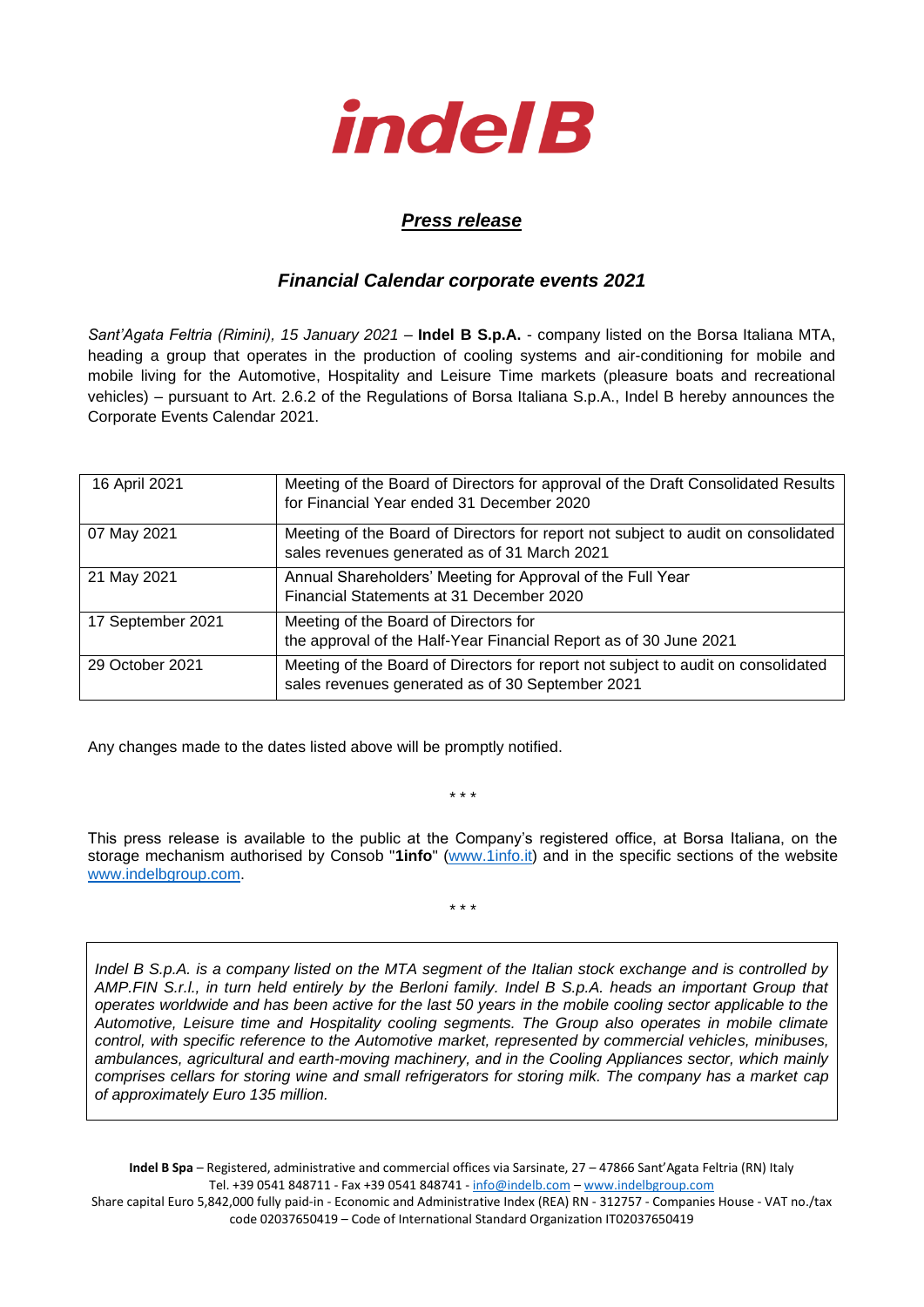# indelB

## ***Press release***

### ***Financial Calendar corporate events 2021***

*Sant'Agata Feltria (Rimini), 15 January 2021* – **Indel B S.p.A.** - company listed on the Borsa Italiana MTA, heading a group that operates in the production of cooling systems and air-conditioning for mobile and mobile living for the Automotive, Hospitality and Leisure Time markets (pleasure boats and recreational vehicles) – pursuant to Art. 2.6.2 of the Regulations of Borsa Italiana S.p.A., Indel B hereby announces the Corporate Events Calendar 2021.

| | |
|---|---|
| 16 April 2021 | Meeting of the Board of Directors for approval of the Draft Consolidated Results for Financial Year ended 31 December 2020 |
| 07 May 2021 | Meeting of the Board of Directors for report not subject to audit on consolidated sales revenues generated as of 31 March 2021 |
| 21 May 2021 | Annual Shareholders' Meeting for Approval of the Full Year Financial Statements at 31 December 2020 |
| 17 September 2021 | Meeting of the Board of Directors for the approval of the Half-Year Financial Report as of 30 June 2021 |
| 29 October 2021 | Meeting of the Board of Directors for report not subject to audit on consolidated sales revenues generated as of 30 September 2021 |

Any changes made to the dates listed above will be promptly notified.

\* \* \*

This press release is available to the public at the Company's registered office, at Borsa Italiana, on the storage mechanism authorised by Consob "**1info**" (www.1info.it) and in the specific sections of the website www.indelbgroup.com.

\* \* \*

*Indel B S.p.A. is a company listed on the MTA segment of the Italian stock exchange and is controlled by AMP.FIN S.r.l., in turn held entirely by the Berloni family. Indel B S.p.A. heads an important Group that operates worldwide and has been active for the last 50 years in the mobile cooling sector applicable to the Automotive, Leisure time and Hospitality cooling segments. The Group also operates in mobile climate control, with specific reference to the Automotive market, represented by commercial vehicles, minibuses, ambulances, agricultural and earth-moving machinery, and in the Cooling Appliances sector, which mainly comprises cellars for storing wine and small refrigerators for storing milk. The company has a market cap of approximately Euro 135 million.*

**Indel B Spa** – Registered, administrative and commercial offices via Sarsinate, 27 – 47866 Sant'Agata Feltria (RN) Italy
Tel. +39 0541 848711 - Fax +39 0541 848741 - info@indelb.com – www.indelbgroup.com
Share capital Euro 5,842,000 fully paid-in - Economic and Administrative Index (REA) RN - 312757 - Companies House - VAT no./tax code 02037650419 – Code of International Standard Organization IT02037650419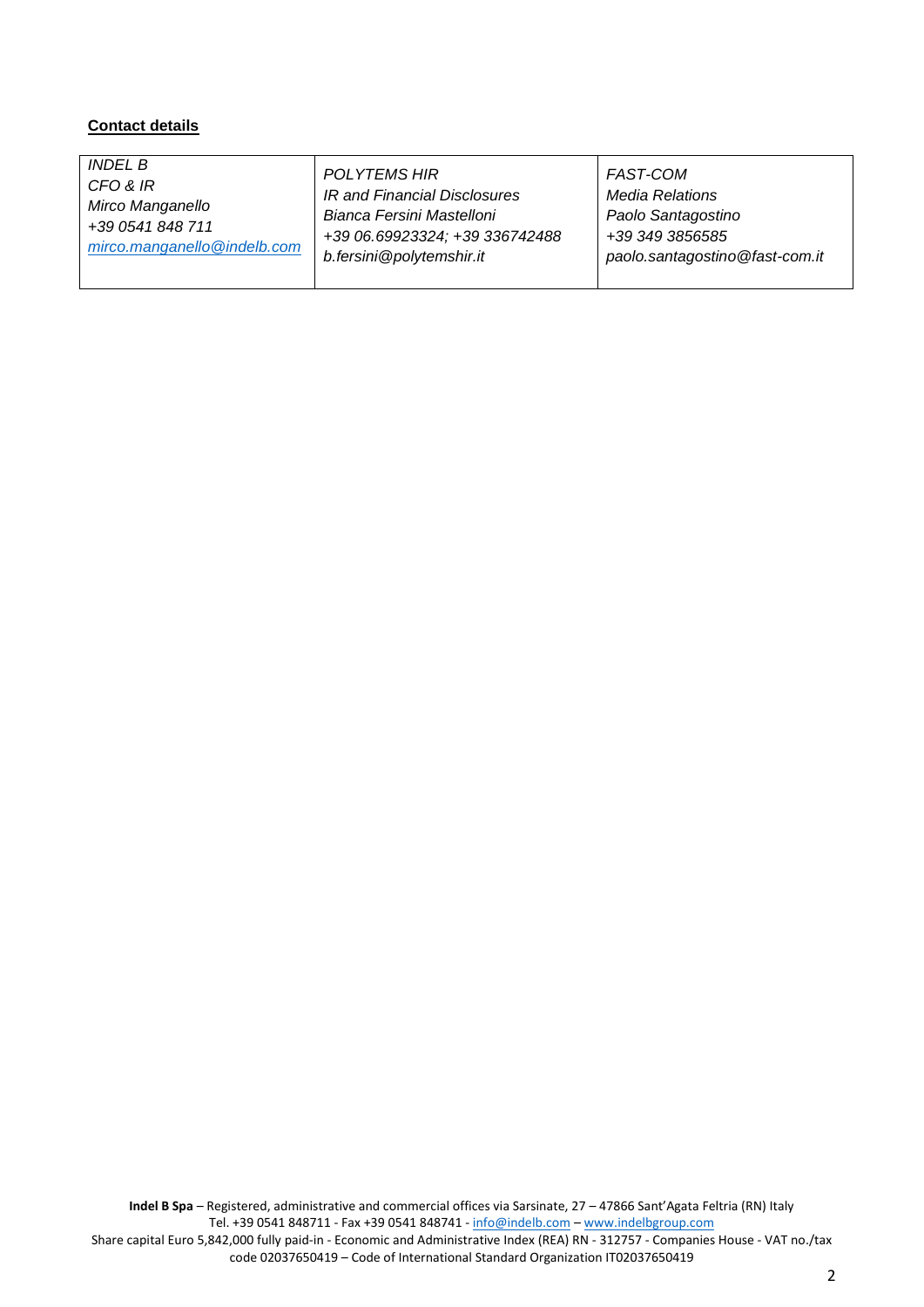**Contact details**

| | | |
|---|---|---|
| *INDEL B*<br>*CFO & IR*<br>*Mirco Manganello*<br>*+39 0541 848 711*<br>*mirco.manganello@indelb.com* | *POLYTEMS HIR*<br>*IR and Financial Disclosures*<br>*Bianca Fersini Mastelloni*<br>*+39 06.69923324; +39 336742488*<br>*b.fersini@polytemshir.it* | *FAST-COM*<br>*Media Relations*<br>*Paolo Santagostino*<br>*+39 349 3856585*<br>*paolo.santagostino@fast-com.it* |

**Indel B Spa** – Registered, administrative and commercial offices via Sarsinate, 27 – 47866 Sant'Agata Feltria (RN) Italy
Tel. +39 0541 848711 - Fax +39 0541 848741 - info@indelb.com – www.indelbgroup.com
Share capital Euro 5,842,000 fully paid-in - Economic and Administrative Index (REA) RN - 312757 - Companies House - VAT no./tax code 02037650419 – Code of International Standard Organization IT02037650419